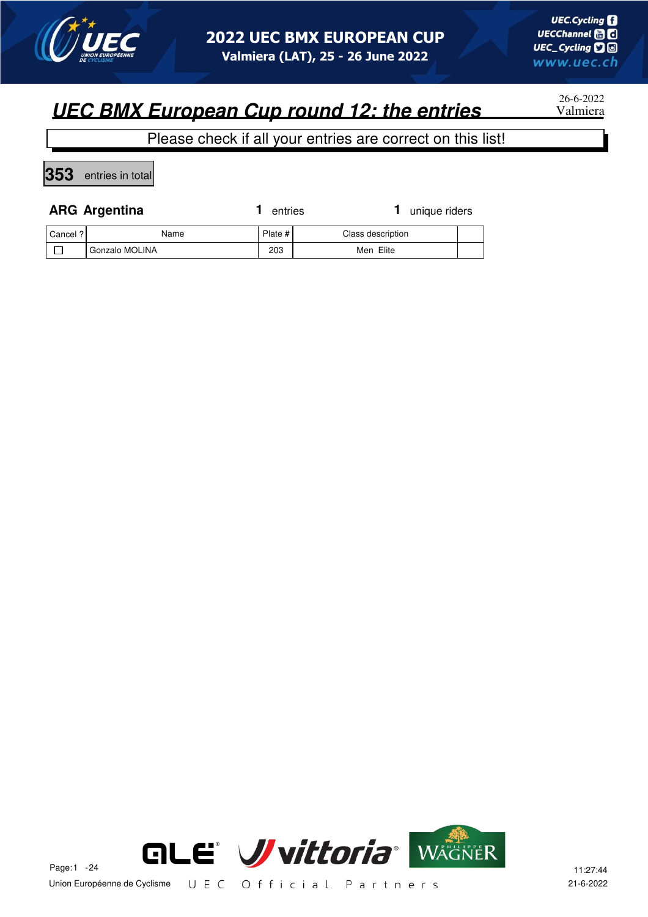# 2022 UEC BMX EUROPEAN CUP

**Valmiera (LAT), 25 - 26 June 2022**

## *UEC BMX European Cup round 12: the entries*

26-6-2022
Valmiera

Please check if all your entries are correct on this list!

**353** entries in total

### ARG Argentina

**1** entries **1** unique riders

| Cancel ? | Name | Plate # | Class description | |
|---|---|---|---|---|
| ☐ | Gonzalo MOLINA | 203 | Men Elite | |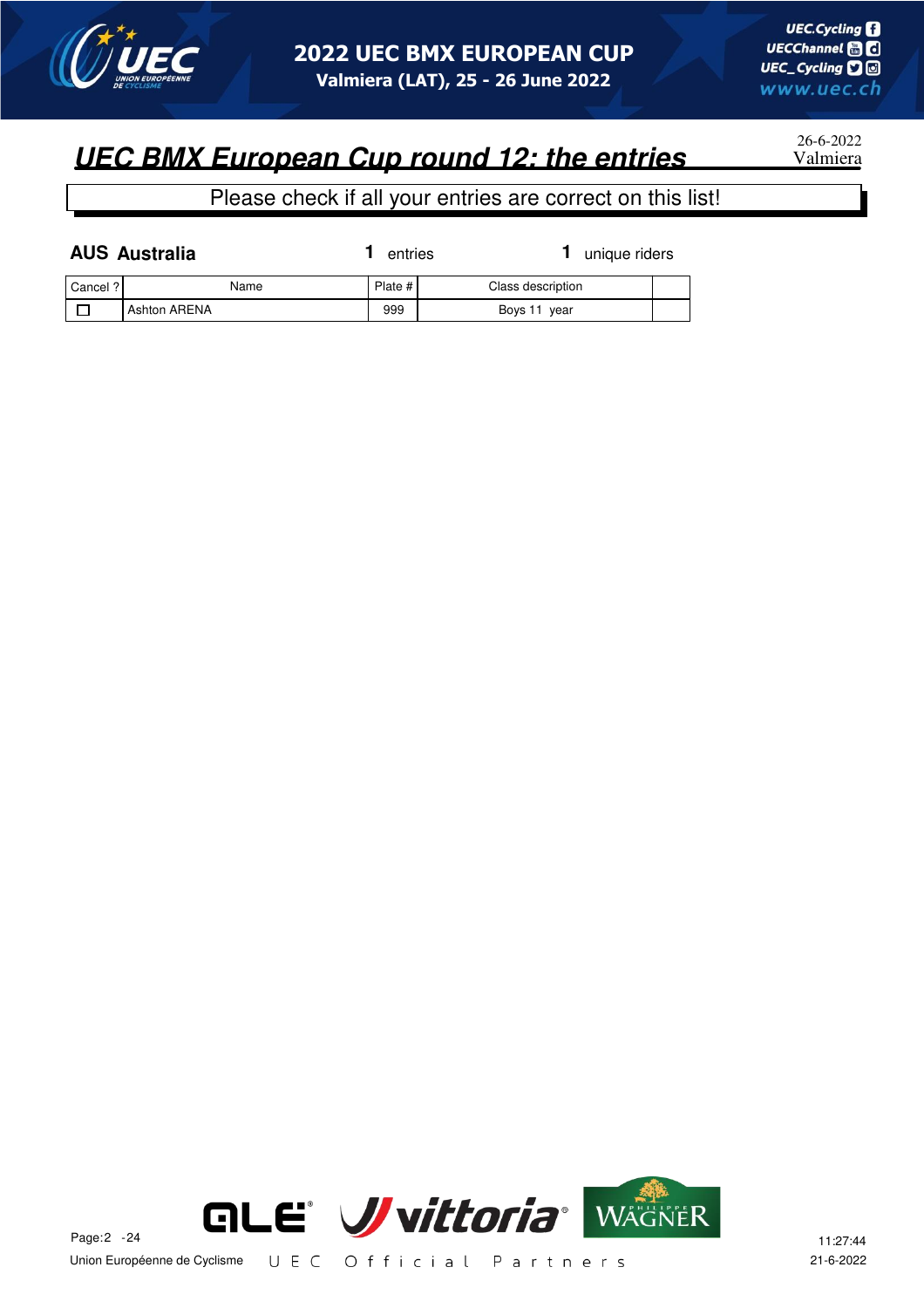## UEC BMX European Cup round 12: the entries

26-6-2022
Valmiera

Please check if all your entries are correct on this list!

**AUS Australia** — 1 entries — 1 unique riders

| Cancel ? | Name | Plate # | Class description | |
|---|---|---|---|---|
| ☐ | Ashton ARENA | 999 | Boys 11 year | |

Union Européenne de Cyclisme — UEC Official Partners

11:27:44
21-6-2022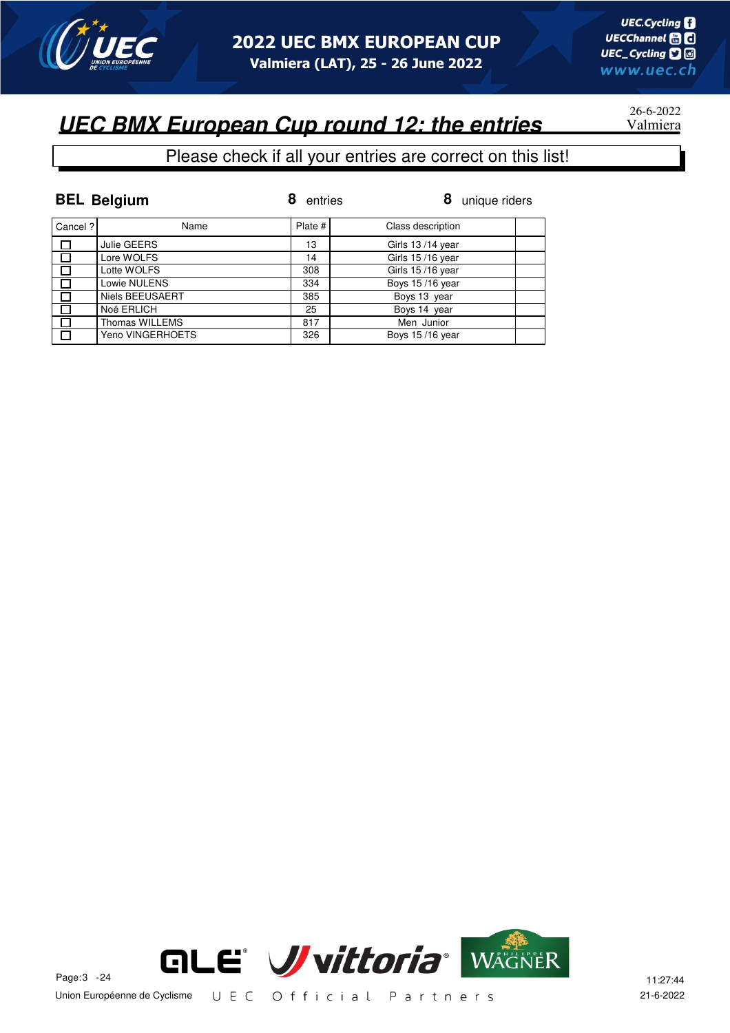# UEC BMX European Cup round 12: the entries

26-6-2022
Valmiera

Please check if all your entries are correct on this list!

**BEL Belgium** — 8 entries — 8 unique riders

| Cancel ? | Name | Plate # | Class description | |
|---|---|---|---|---|
| ☐ | Julie GEERS | 13 | Girls 13 /14 year | |
| ☐ | Lore WOLFS | 14 | Girls 15 /16 year | |
| ☐ | Lotte WOLFS | 308 | Girls 15 /16 year | |
| ☐ | Lowie NULENS | 334 | Boys 15 /16 year | |
| ☐ | Niels BEEUSAERT | 385 | Boys 13 year | |
| ☐ | Noë ERLICH | 25 | Boys 14 year | |
| ☐ | Thomas WILLEMS | 817 | Men Junior | |
| ☐ | Yeno VINGERHOETS | 326 | Boys 15 /16 year | |

Union Européenne de Cyclisme — UEC Official Partners

11:27:44
21-6-2022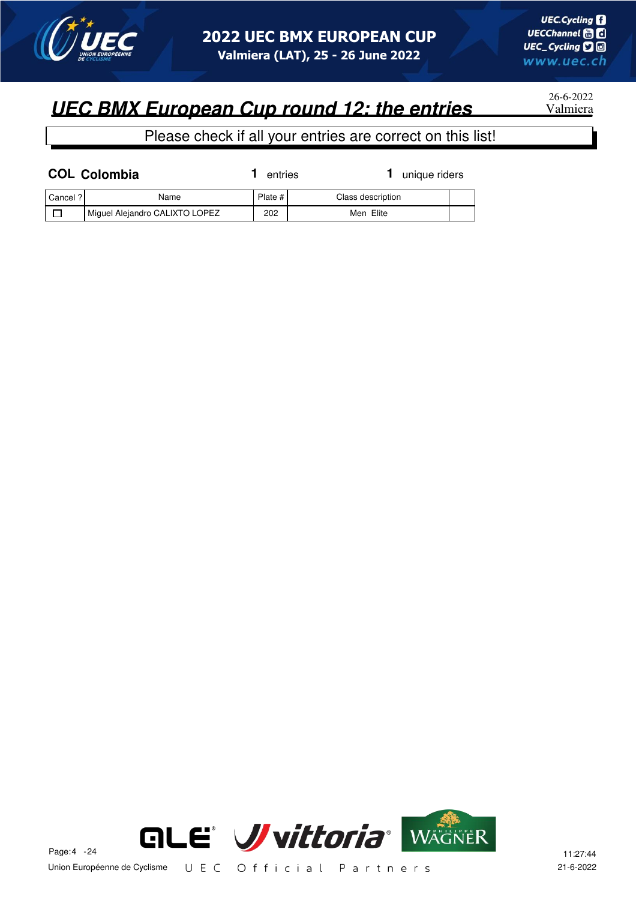# UEC BMX European Cup round 12: the entries

26-6-2022
Valmiera

Please check if all your entries are correct on this list!

**COL Colombia** **1** entries **1** unique riders

| Cancel ? | Name | Plate # | Class description | |
|---|---|---|---|---|
| ☐ | Miguel Alejandro CALIXTO LOPEZ | 202 | Men Elite | |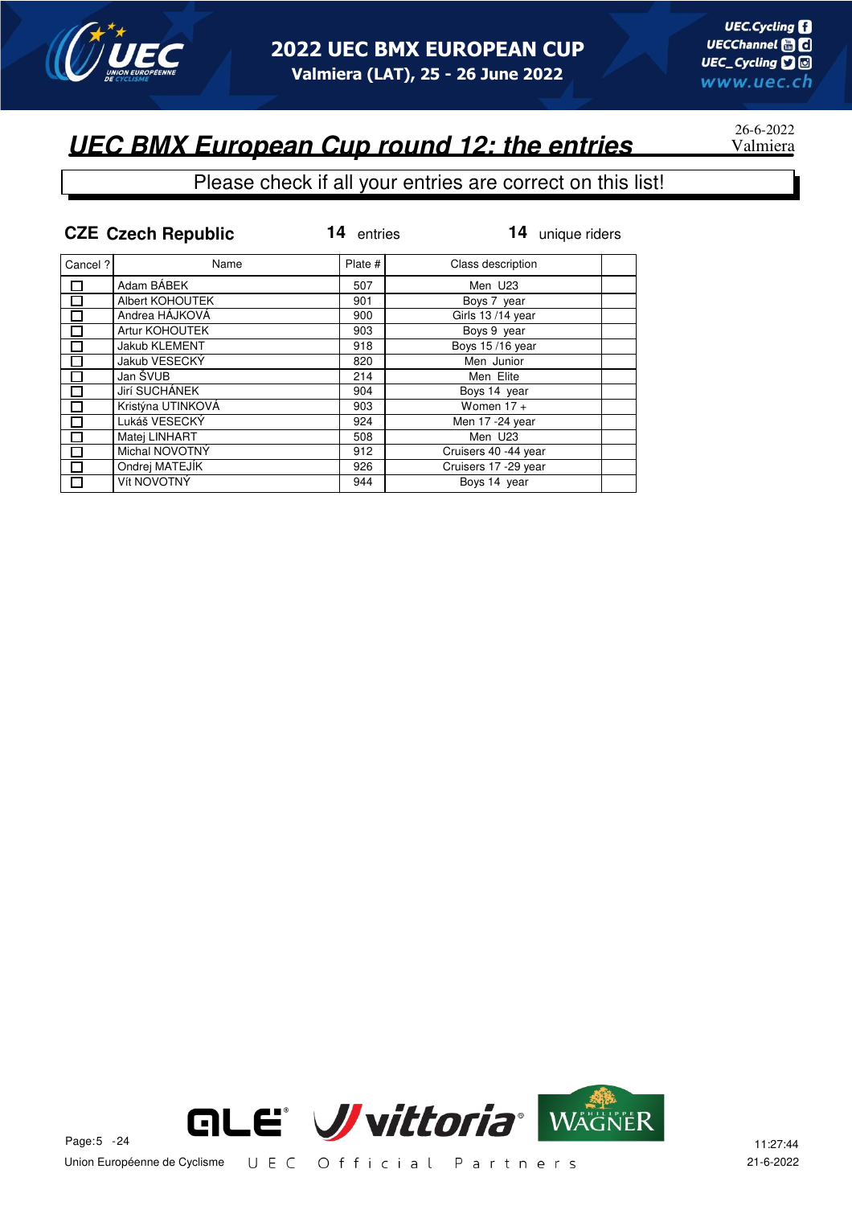# 2022 UEC BMX EUROPEAN CUP

**Valmiera (LAT), 25 - 26 June 2022**

## *UEC BMX European Cup round 12: the entries*

26-6-2022
Valmiera

Please check if all your entries are correct on this list!

**CZE Czech Republic** — **14** entries — **14** unique riders

| Cancel ? | Name | Plate # | Class description | |
|---|---|---|---|---|
| ☐ | Adam BÁBEK | 507 | Men U23 | |
| ☐ | Albert KOHOUTEK | 901 | Boys 7 year | |
| ☐ | Andrea HÁJKOVÁ | 900 | Girls 13 /14 year | |
| ☐ | Artur KOHOUTEK | 903 | Boys 9 year | |
| ☐ | Jakub KLEMENT | 918 | Boys 15 /16 year | |
| ☐ | Jakub VESECKÝ | 820 | Men Junior | |
| ☐ | Jan ŠVUB | 214 | Men Elite | |
| ☐ | Jirí SUCHÁNEK | 904 | Boys 14 year | |
| ☐ | Kristýna UTINKOVÁ | 903 | Women 17 + | |
| ☐ | Lukáš VESECKÝ | 924 | Men 17 -24 year | |
| ☐ | Matej LINHART | 508 | Men U23 | |
| ☐ | Michal NOVOTNÝ | 912 | Cruisers 40 -44 year | |
| ☐ | Ondrej MATEJÍK | 926 | Cruisers 17 -29 year | |
| ☐ | Vít NOVOTNÝ | 944 | Boys 14 year | |

Union Européenne de Cyclisme — UEC Official Partners

11:27:44
21-6-2022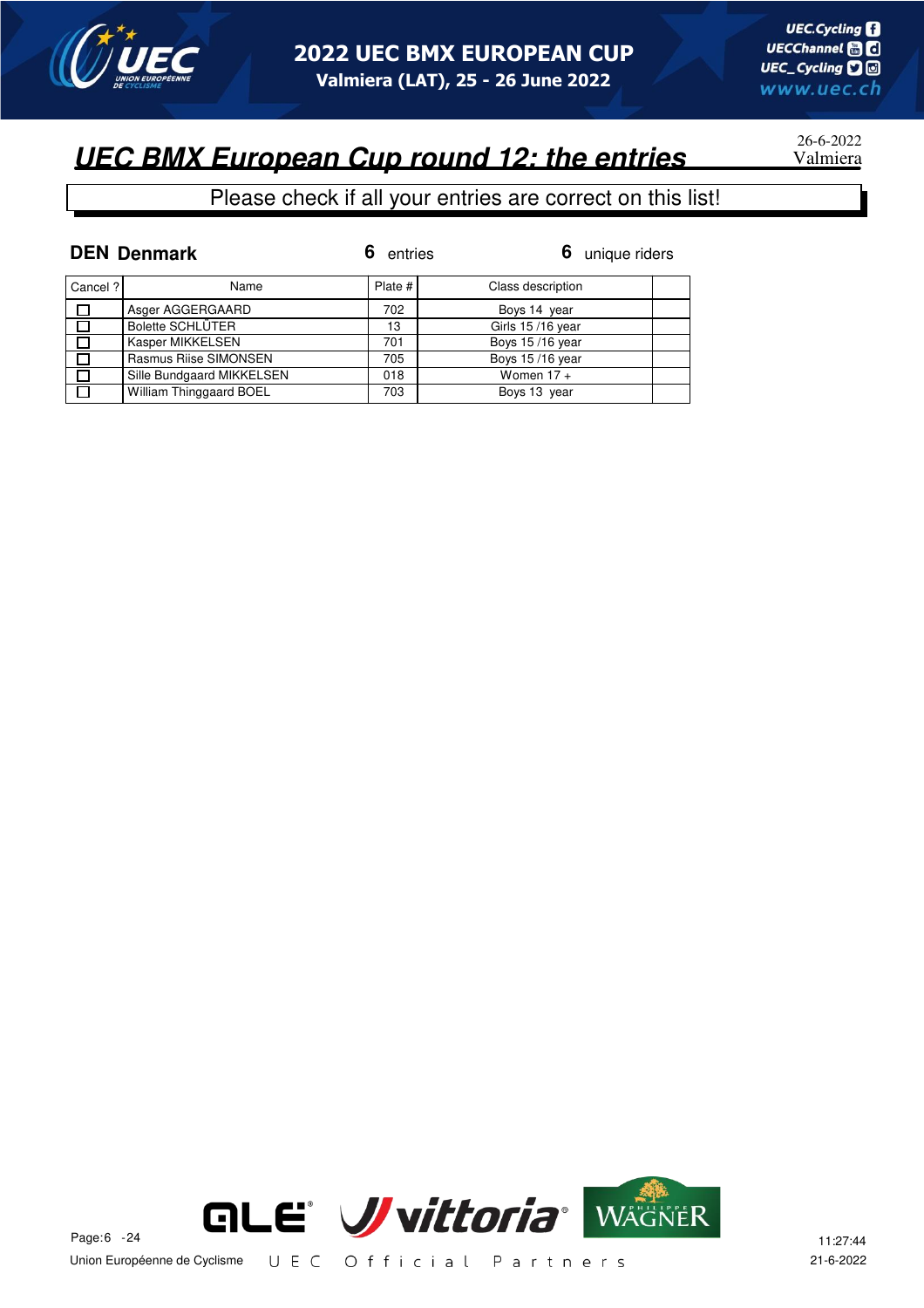## UEC BMX European Cup round 12: the entries

26-6-2022
Valmiera

Please check if all your entries are correct on this list!

**DEN Denmark** — **6** entries — **6** unique riders

| Cancel ? | Name | Plate # | Class description | |
|---|---|---|---|---|
| ☐ | Asger AGGERGAARD | 702 | Boys 14 year | |
| ☐ | Bolette SCHLÜTER | 13 | Girls 15 /16 year | |
| ☐ | Kasper MIKKELSEN | 701 | Boys 15 /16 year | |
| ☐ | Rasmus Riise SIMONSEN | 705 | Boys 15 /16 year | |
| ☐ | Sille Bundgaard MIKKELSEN | 018 | Women 17 + | |
| ☐ | William Thinggaard BOEL | 703 | Boys 13 year | |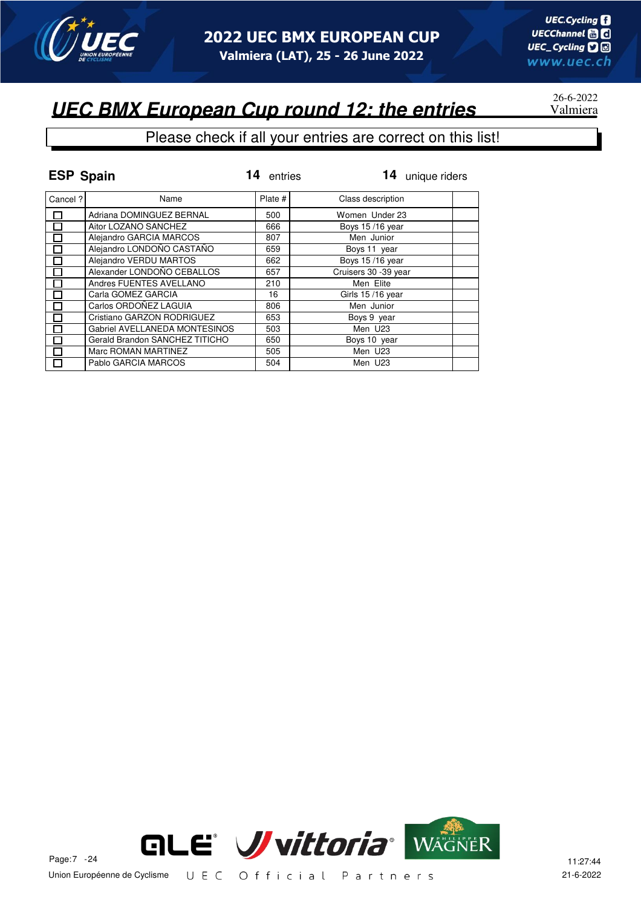# 2022 UEC BMX EUROPEAN CUP

Valmiera (LAT), 25 - 26 June 2022

## *UEC BMX European Cup round 12: the entries*

26-6-2022
Valmiera

Please check if all your entries are correct on this list!

**ESP Spain** **14** entries **14** unique riders

| Cancel ? | Name | Plate # | Class description | |
|---|---|---|---|---|
| ☐ | Adriana DOMINGUEZ BERNAL | 500 | Women Under 23 | |
| ☐ | Aitor LOZANO SANCHEZ | 666 | Boys 15 /16 year | |
| ☐ | Alejandro GARCIA MARCOS | 807 | Men Junior | |
| ☐ | Alejandro LONDOÑO CASTAÑO | 659 | Boys 11 year | |
| ☐ | Alejandro VERDU MARTOS | 662 | Boys 15 /16 year | |
| ☐ | Alexander LONDOÑO CEBALLOS | 657 | Cruisers 30 -39 year | |
| ☐ | Andres FUENTES AVELLANO | 210 | Men Elite | |
| ☐ | Carla GOMEZ GARCIA | 16 | Girls 15 /16 year | |
| ☐ | Carlos ORDOÑEZ LAGUIA | 806 | Men Junior | |
| ☐ | Cristiano GARZON RODRIGUEZ | 653 | Boys 9 year | |
| ☐ | Gabriel AVELLANEDA MONTESINOS | 503 | Men U23 | |
| ☐ | Gerald Brandon SANCHEZ TITICHO | 650 | Boys 10 year | |
| ☐ | Marc ROMAN MARTINEZ | 505 | Men U23 | |
| ☐ | Pablo GARCIA MARCOS | 504 | Men U23 | |

Union Européenne de Cyclisme — UEC Official Partners

11:27:44
21-6-2022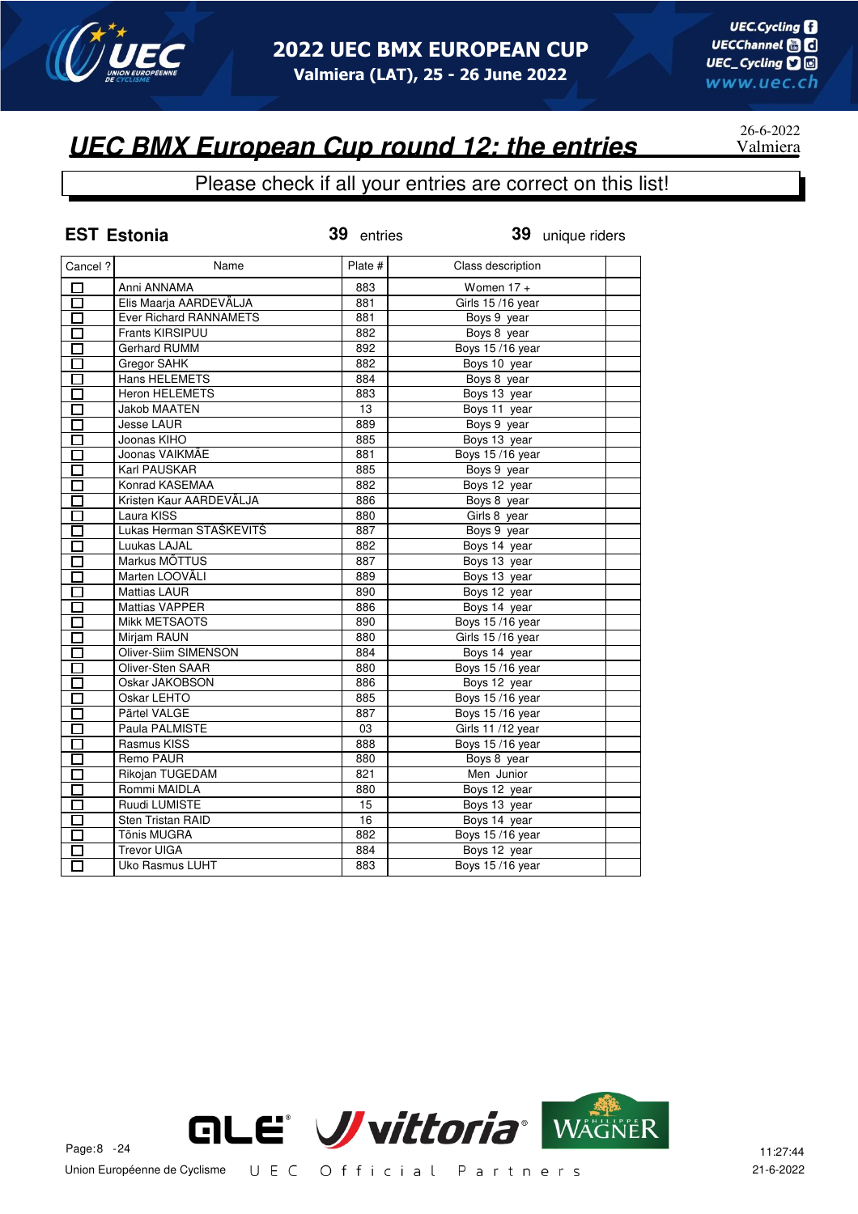# UEC BMX European Cup round 12: the entries

26-6-2022
Valmiera

Please check if all your entries are correct on this list!

**EST Estonia** — **39** entries — **39** unique riders

| Cancel ? | Name | Plate # | Class description | |
|---|---|---|---|---|
| ☐ | Anni ANNAMA | 883 | Women 17 + | |
| ☐ | Elis Maarja AARDEVÄLJA | 881 | Girls 15 /16 year | |
| ☐ | Ever Richard RANNAMETS | 881 | Boys 9 year | |
| ☐ | Frants KIRSIPUU | 882 | Boys 8 year | |
| ☐ | Gerhard RUMM | 892 | Boys 15 /16 year | |
| ☐ | Gregor SAHK | 882 | Boys 10 year | |
| ☐ | Hans HELEMETS | 884 | Boys 8 year | |
| ☐ | Heron HELEMETS | 883 | Boys 13 year | |
| ☐ | Jakob MAATEN | 13 | Boys 11 year | |
| ☐ | Jesse LAUR | 889 | Boys 9 year | |
| ☐ | Joonas KIHO | 885 | Boys 13 year | |
| ☐ | Joonas VAIKMÄE | 881 | Boys 15 /16 year | |
| ☐ | Karl PAUSKAR | 885 | Boys 9 year | |
| ☐ | Konrad KASEMAA | 882 | Boys 12 year | |
| ☐ | Kristen Kaur AARDEVÄLJA | 886 | Boys 8 year | |
| ☐ | Laura KISS | 880 | Girls 8 year | |
| ☐ | Lukas Herman STAŠKEVITŠ | 887 | Boys 9 year | |
| ☐ | Luukas LAJAL | 882 | Boys 14 year | |
| ☐ | Markus MÕTTUS | 887 | Boys 13 year | |
| ☐ | Marten LOOVÄLI | 889 | Boys 13 year | |
| ☐ | Mattias LAUR | 890 | Boys 12 year | |
| ☐ | Mattias VAPPER | 886 | Boys 14 year | |
| ☐ | Mikk METSAOTS | 890 | Boys 15 /16 year | |
| ☐ | Mirjam RAUN | 880 | Girls 15 /16 year | |
| ☐ | Oliver-Siim SIMENSON | 884 | Boys 14 year | |
| ☐ | Oliver-Sten SAAR | 880 | Boys 15 /16 year | |
| ☐ | Oskar JAKOBSON | 886 | Boys 12 year | |
| ☐ | Oskar LEHTO | 885 | Boys 15 /16 year | |
| ☐ | Pärtel VALGE | 887 | Boys 15 /16 year | |
| ☐ | Paula PALMISTE | 03 | Girls 11 /12 year | |
| ☐ | Rasmus KISS | 888 | Boys 15 /16 year | |
| ☐ | Remo PAUR | 880 | Boys 8 year | |
| ☐ | Rikojan TUGEDAM | 821 | Men Junior | |
| ☐ | Rommi MAIDLA | 880 | Boys 12 year | |
| ☐ | Ruudi LUMISTE | 15 | Boys 13 year | |
| ☐ | Sten Tristan RAID | 16 | Boys 14 year | |
| ☐ | Tõnis MUGRA | 882 | Boys 15 /16 year | |
| ☐ | Trevor UIGA | 884 | Boys 12 year | |
| ☐ | Uko Rasmus LUHT | 883 | Boys 15 /16 year | |

Union Européenne de Cyclisme — UEC Official Partners

11:27:44
21-6-2022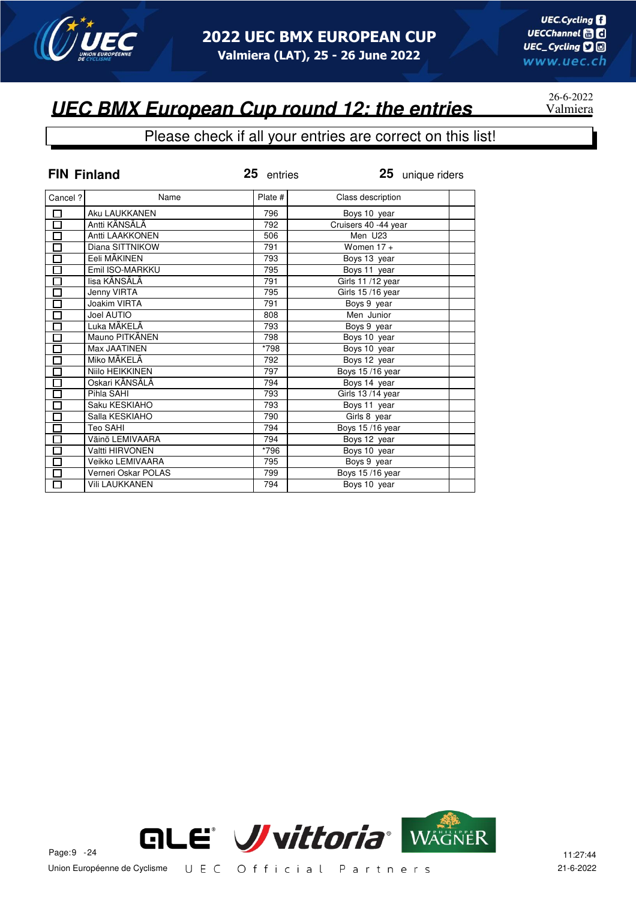# UEC BMX European Cup round 12: the entries

26-6-2022
Valmiera

Please check if all your entries are correct on this list!

**FIN Finland** — **25** entries — **25** unique riders

| Cancel ? | Name | Plate # | Class description | |
|---|---|---|---|---|
| ☐ | Aku LAUKKANEN | 796 | Boys 10 year | |
| ☐ | Antti KÄNSÄLÄ | 792 | Cruisers 40 -44 year | |
| ☐ | Antti LAAKKONEN | 506 | Men U23 | |
| ☐ | Diana SITTNIKOW | 791 | Women 17 + | |
| ☐ | Eeli MÄKINEN | 793 | Boys 13 year | |
| ☐ | Emil ISO-MARKKU | 795 | Boys 11 year | |
| ☐ | Iisa KÄNSÄLÄ | 791 | Girls 11 /12 year | |
| ☐ | Jenny VIRTA | 795 | Girls 15 /16 year | |
| ☐ | Joakim VIRTA | 791 | Boys 9 year | |
| ☐ | Joel AUTIO | 808 | Men Junior | |
| ☐ | Luka MÄKELÄ | 793 | Boys 9 year | |
| ☐ | Mauno PITKÄNEN | 798 | Boys 10 year | |
| ☐ | Max JAATINEN | *798 | Boys 10 year | |
| ☐ | Miko MÄKELÄ | 792 | Boys 12 year | |
| ☐ | Niilo HEIKKINEN | 797 | Boys 15 /16 year | |
| ☐ | Oskari KÄNSÄLÄ | 794 | Boys 14 year | |
| ☐ | Pihla SAHI | 793 | Girls 13 /14 year | |
| ☐ | Saku KESKIAHO | 793 | Boys 11 year | |
| ☐ | Salla KESKIAHO | 790 | Girls 8 year | |
| ☐ | Teo SAHI | 794 | Boys 15 /16 year | |
| ☐ | Väinö LEMIVAARA | 794 | Boys 12 year | |
| ☐ | Valtti HIRVONEN | *796 | Boys 10 year | |
| ☐ | Veikko LEMIVAARA | 795 | Boys 9 year | |
| ☐ | Verneri Oskar POLAS | 799 | Boys 15 /16 year | |
| ☐ | Vili LAUKKANEN | 794 | Boys 10 year | |

Union Européenne de Cyclisme

UEC Official Partners

11:27:44
21-6-2022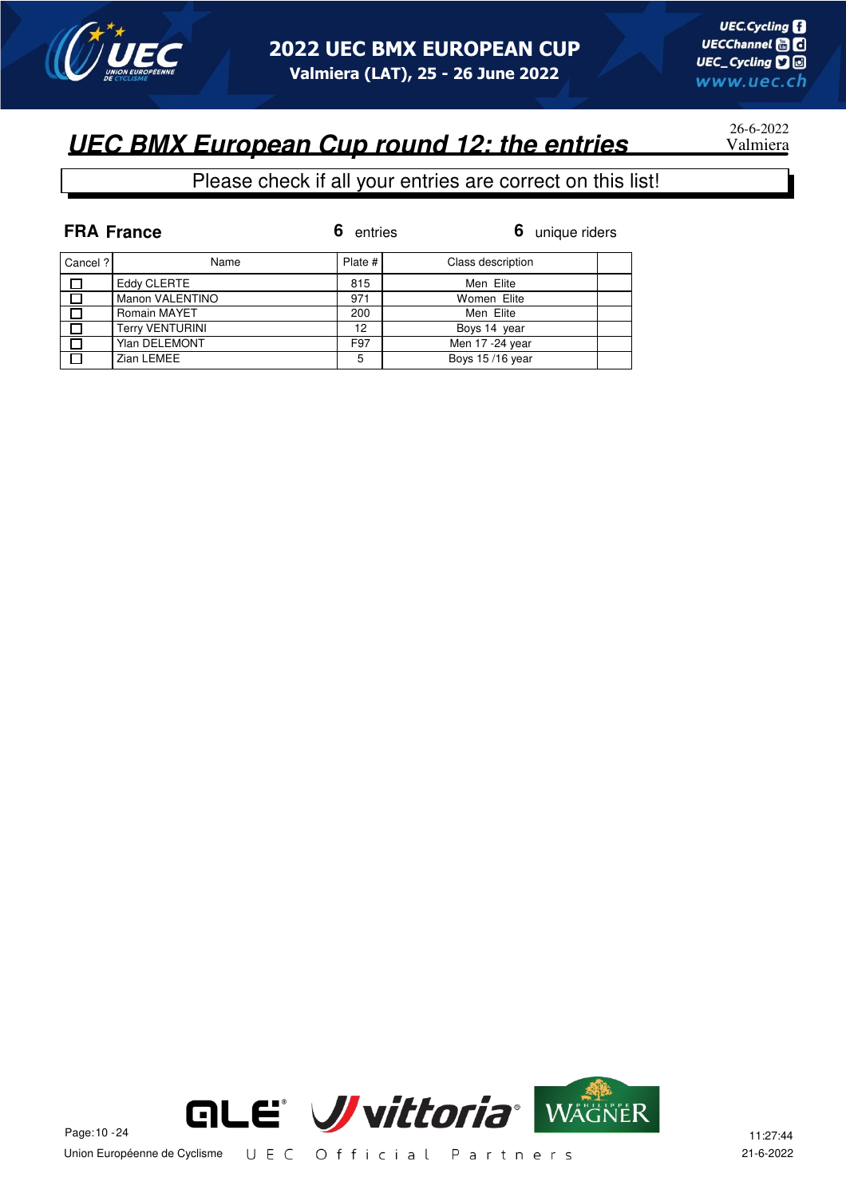# UEC BMX European Cup round 12: the entries

26-6-2022
Valmiera

Please check if all your entries are correct on this list!

**FRA France** — **6** entries — **6** unique riders

| Cancel ? | Name | Plate # | Class description | |
|---|---|---|---|---|
| ☐ | Eddy CLERTE | 815 | Men Elite | |
| ☐ | Manon VALENTINO | 971 | Women Elite | |
| ☐ | Romain MAYET | 200 | Men Elite | |
| ☐ | Terry VENTURINI | 12 | Boys 14 year | |
| ☐ | Ylan DELEMONT | F97 | Men 17 -24 year | |
| ☐ | Zian LEMEE | 5 | Boys 15 /16 year | |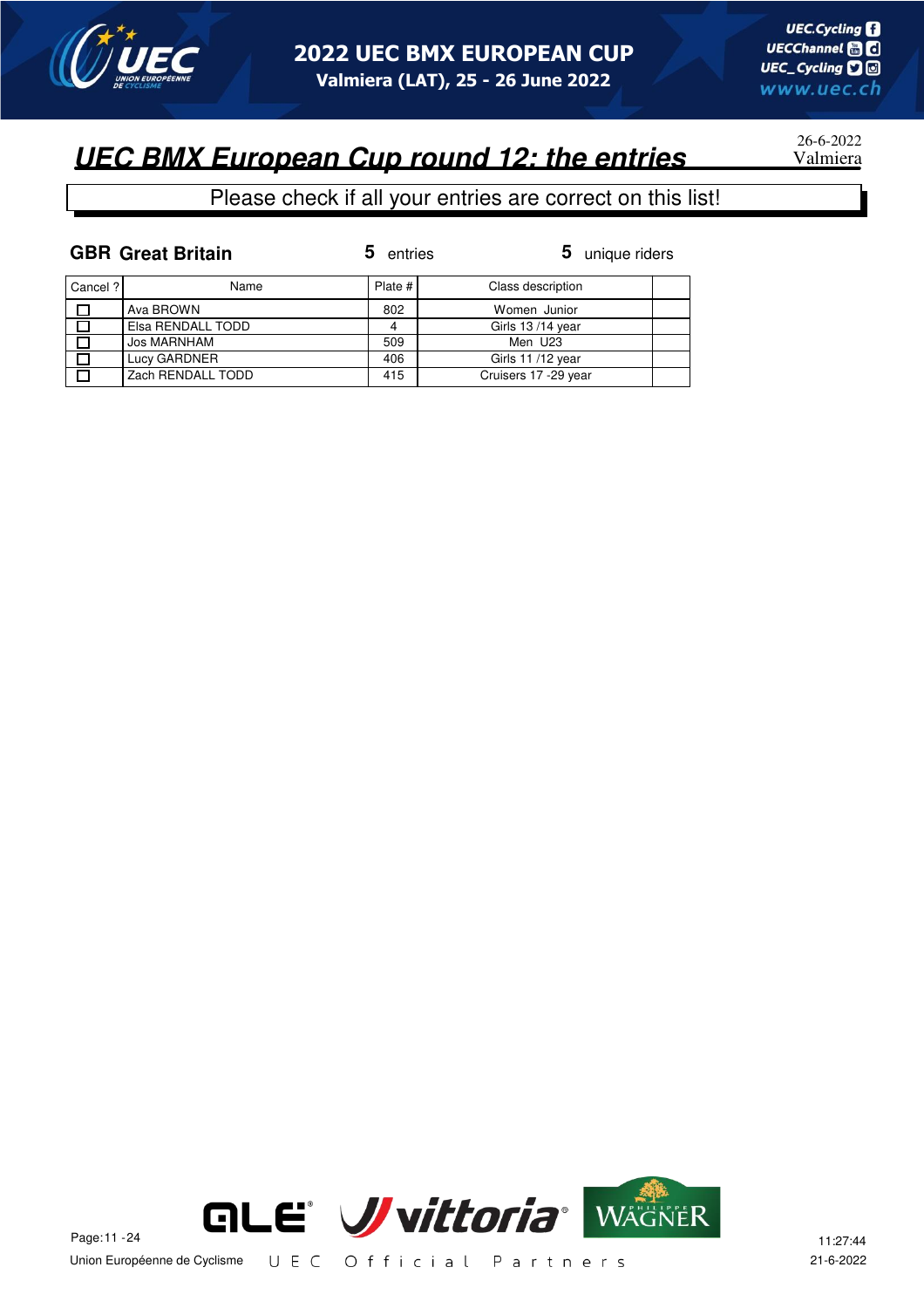# UEC BMX European Cup round 12: the entries

26-6-2022
Valmiera

Please check if all your entries are correct on this list!

**GBR Great Britain** — **5** entries — **5** unique riders

| Cancel ? | Name | Plate # | Class description | |
|---|---|---|---|---|
| ☐ | Ava BROWN | 802 | Women Junior | |
| ☐ | Elsa RENDALL TODD | 4 | Girls 13 /14 year | |
| ☐ | Jos MARNHAM | 509 | Men U23 | |
| ☐ | Lucy GARDNER | 406 | Girls 11 /12 year | |
| ☐ | Zach RENDALL TODD | 415 | Cruisers 17 -29 year | |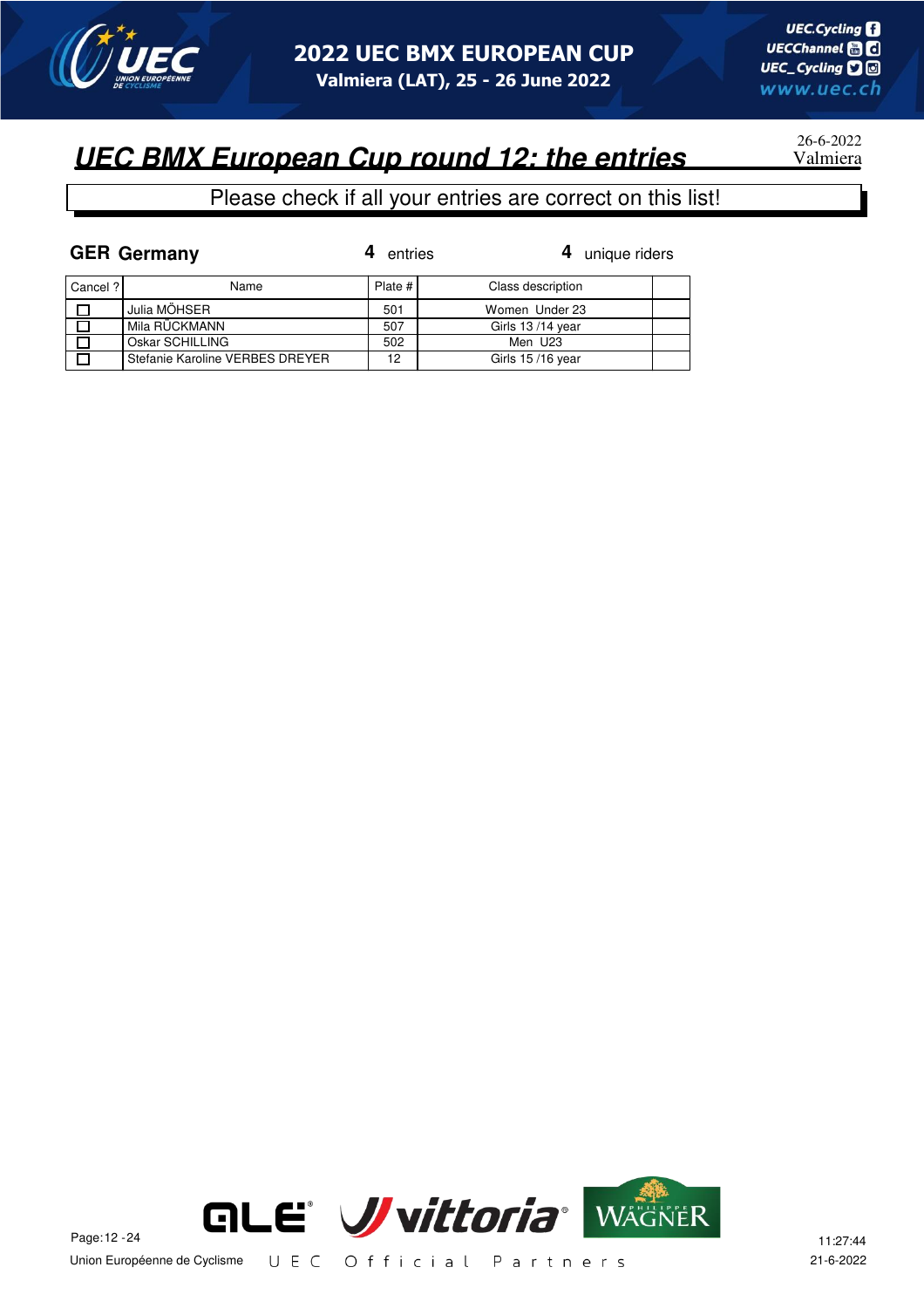# 2022 UEC BMX EUROPEAN CUP

**Valmiera (LAT), 25 - 26 June 2022**

## *UEC BMX European Cup round 12: the entries*

26-6-2022
Valmiera

Please check if all your entries are correct on this list!

**GER Germany** **4** entries **4** unique riders

| Cancel ? | Name | Plate # | Class description | |
|---|---|---|---|---|
| ☐ | Julia MÖHSER | 501 | Women Under 23 | |
| ☐ | Mila RÜCKMANN | 507 | Girls 13 /14 year | |
| ☐ | Oskar SCHILLING | 502 | Men U23 | |
| ☐ | Stefanie Karoline VERBES DREYER | 12 | Girls 15 /16 year | |

Union Européenne de Cyclisme

UEC Official Partners

11:27:44
21-6-2022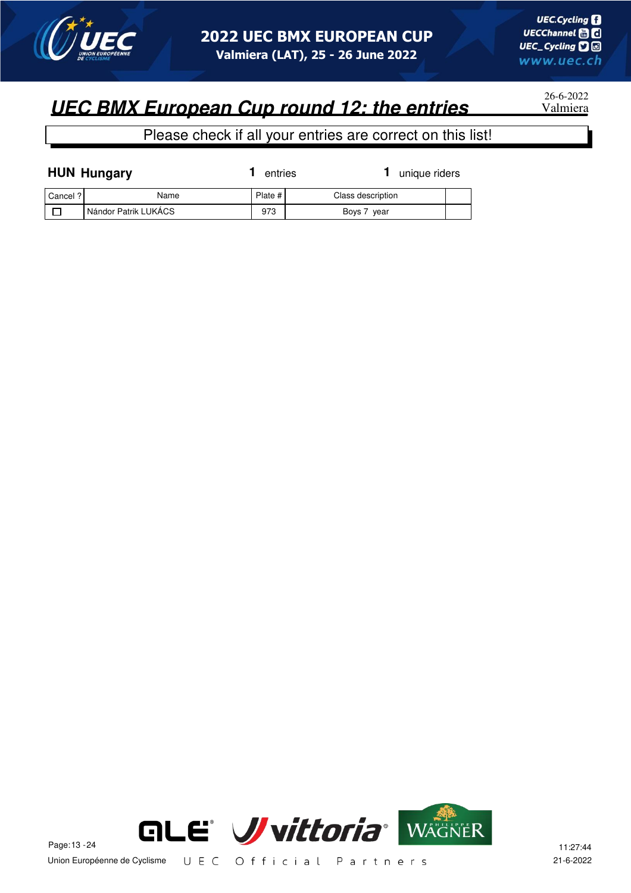# UEC BMX European Cup round 12: the entries

26-6-2022
Valmiera

Please check if all your entries are correct on this list!

**HUN Hungary** — **1** entries — **1** unique riders

| Cancel ? | Name | Plate # | Class description | |
|---|---|---|---|---|
| ☐ | Nándor Patrik LUKÁCS | 973 | Boys 7 year | |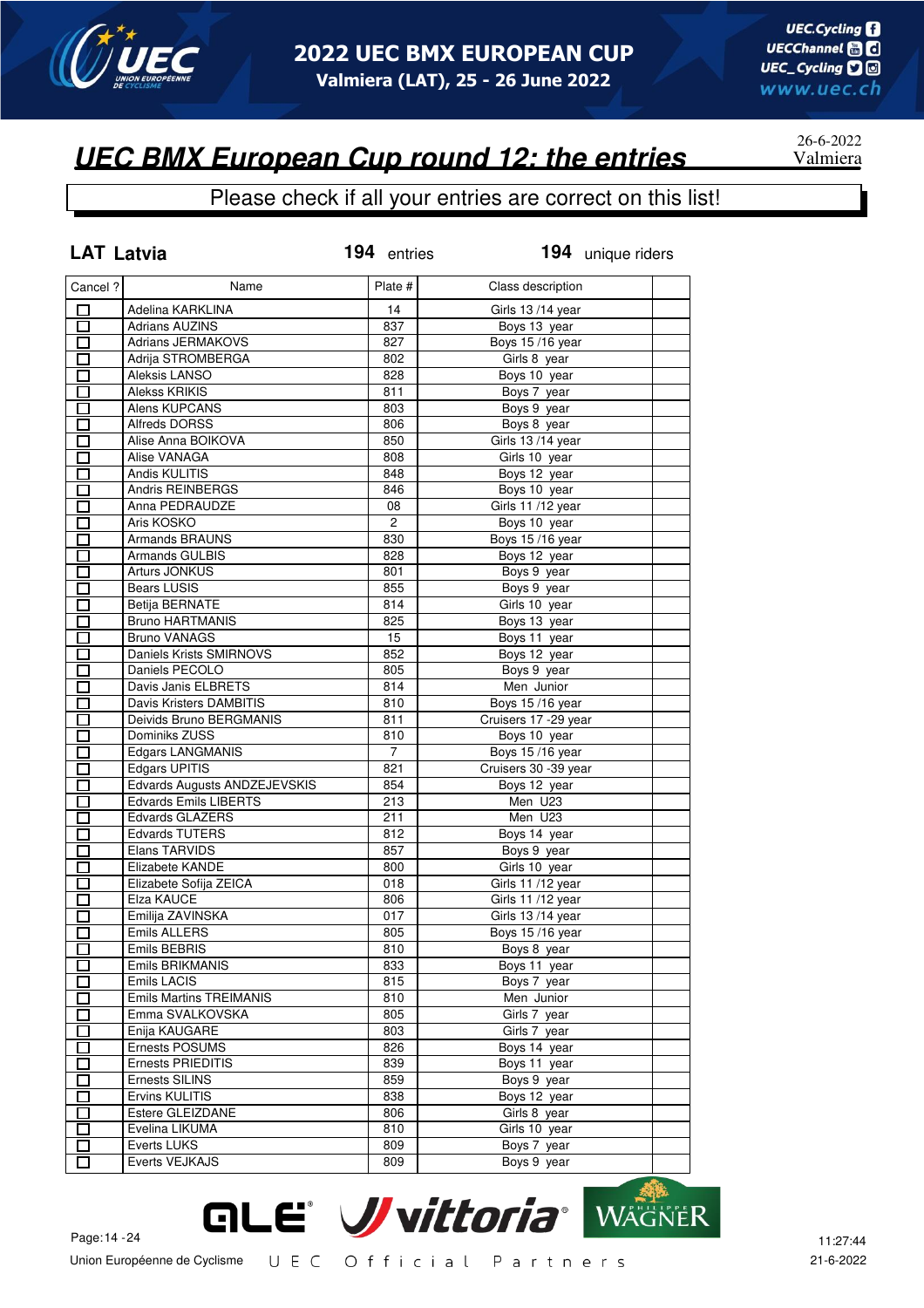# UEC BMX European Cup round 12: the entries

26-6-2022
Valmiera

Please check if all your entries are correct on this list!

**LAT Latvia** 194 entries 194 unique riders

| Cancel ? | Name | Plate # | Class description | |
|---|---|---|---|---|
| ☐ | Adelina KARKLINA | 14 | Girls 13 /14 year | |
| ☐ | Adrians AUZINS | 837 | Boys 13 year | |
| ☐ | Adrians JERMAKOVS | 827 | Boys 15 /16 year | |
| ☐ | Adrija STROMBERGA | 802 | Girls 8 year | |
| ☐ | Aleksis LANSO | 828 | Boys 10 year | |
| ☐ | Alekss KRIKIS | 811 | Boys 7 year | |
| ☐ | Alens KUPCANS | 803 | Boys 9 year | |
| ☐ | Alfreds DORSS | 806 | Boys 8 year | |
| ☐ | Alise Anna BOIKOVA | 850 | Girls 13 /14 year | |
| ☐ | Alise VANAGA | 808 | Girls 10 year | |
| ☐ | Andis KULITIS | 848 | Boys 12 year | |
| ☐ | Andris REINBERGS | 846 | Boys 10 year | |
| ☐ | Anna PEDRAUDZE | 08 | Girls 11 /12 year | |
| ☐ | Aris KOSKO | 2 | Boys 10 year | |
| ☐ | Armands BRAUNS | 830 | Boys 15 /16 year | |
| ☐ | Armands GULBIS | 828 | Boys 12 year | |
| ☐ | Arturs JONKUS | 801 | Boys 9 year | |
| ☐ | Bears LUSIS | 855 | Boys 9 year | |
| ☐ | Betija BERNATE | 814 | Girls 10 year | |
| ☐ | Bruno HARTMANIS | 825 | Boys 13 year | |
| ☐ | Bruno VANAGS | 15 | Boys 11 year | |
| ☐ | Daniels Krists SMIRNOVS | 852 | Boys 12 year | |
| ☐ | Daniels PECOLO | 805 | Boys 9 year | |
| ☐ | Davis Janis ELBRETS | 814 | Men Junior | |
| ☐ | Davis Kristers DAMBITIS | 810 | Boys 15 /16 year | |
| ☐ | Deivids Bruno BERGMANIS | 811 | Cruisers 17 -29 year | |
| ☐ | Dominiks ZUSS | 810 | Boys 10 year | |
| ☐ | Edgars LANGMANIS | 7 | Boys 15 /16 year | |
| ☐ | Edgars UPITIS | 821 | Cruisers 30 -39 year | |
| ☐ | Edvards Augusts ANDZEJEVSKIS | 854 | Boys 12 year | |
| ☐ | Edvards Emils LIBERTS | 213 | Men U23 | |
| ☐ | Edvards GLAZERS | 211 | Men U23 | |
| ☐ | Edvards TUTERS | 812 | Boys 14 year | |
| ☐ | Elans TARVIDS | 857 | Boys 9 year | |
| ☐ | Elizabete KANDE | 800 | Girls 10 year | |
| ☐ | Elizabete Sofija ZEICA | 018 | Girls 11 /12 year | |
| ☐ | Elza KAUCE | 806 | Girls 11 /12 year | |
| ☐ | Emilija ZAVINSKA | 017 | Girls 13 /14 year | |
| ☐ | Emils ALLERS | 805 | Boys 15 /16 year | |
| ☐ | Emils BEBRIS | 810 | Boys 8 year | |
| ☐ | Emils BRIKMANIS | 833 | Boys 11 year | |
| ☐ | Emils LACIS | 815 | Boys 7 year | |
| ☐ | Emils Martins TREIMANIS | 810 | Men Junior | |
| ☐ | Emma SVALKOVSKA | 805 | Girls 7 year | |
| ☐ | Enija KAUGARE | 803 | Girls 7 year | |
| ☐ | Ernests POSUMS | 826 | Boys 14 year | |
| ☐ | Ernests PRIEDITIS | 839 | Boys 11 year | |
| ☐ | Ernests SILINS | 859 | Boys 9 year | |
| ☐ | Ervins KULITIS | 838 | Boys 12 year | |
| ☐ | Estere GLEIZDANE | 806 | Girls 8 year | |
| ☐ | Evelina LIKUMA | 810 | Girls 10 year | |
| ☐ | Everts LUKS | 809 | Boys 7 year | |
| ☐ | Everts VEJKAJS | 809 | Boys 9 year | |

Union Européenne de Cyclisme  UEC Official Partners

11:27:44
21-6-2022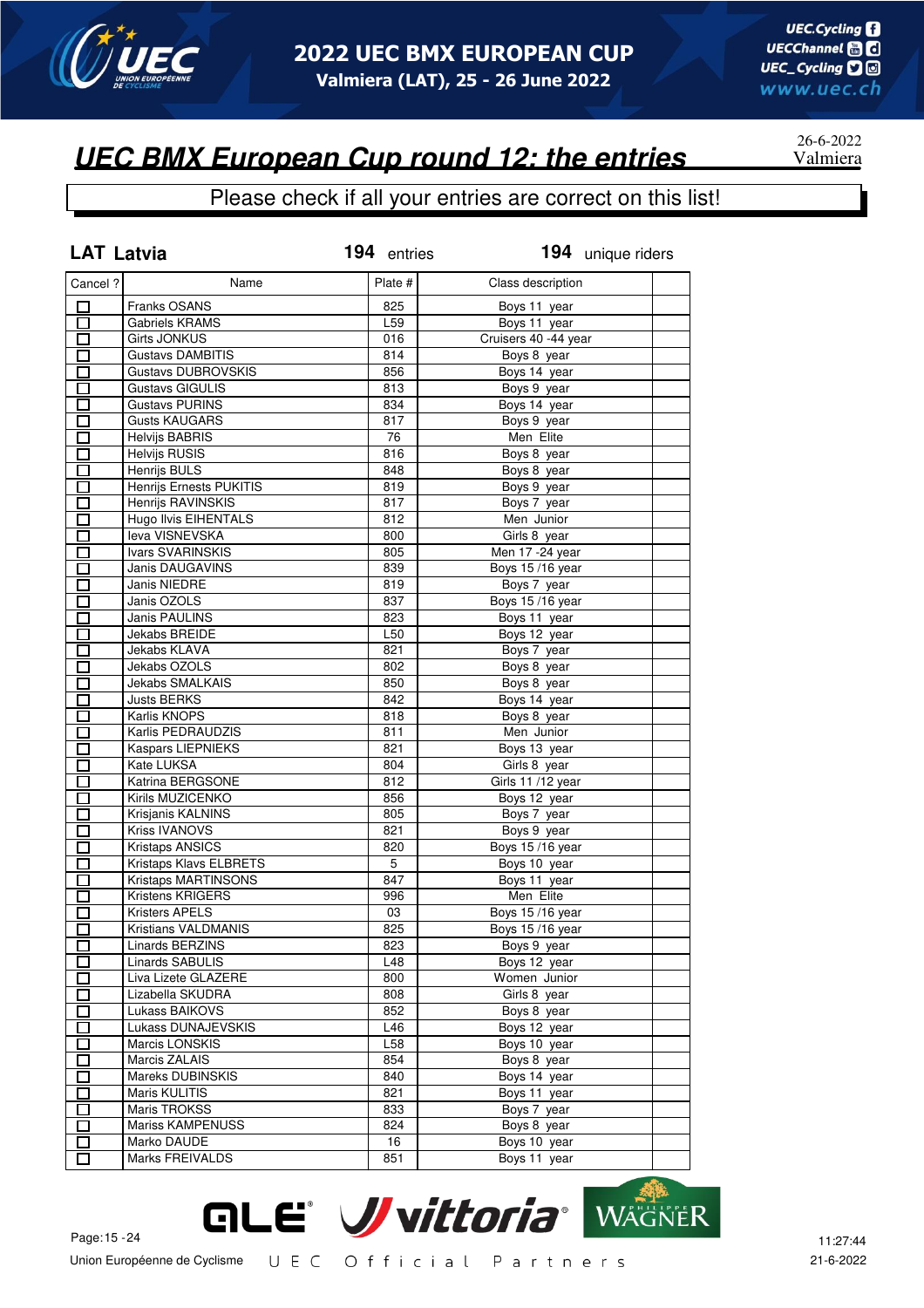# UEC BMX European Cup round 12: the entries

26-6-2022
Valmiera

Please check if all your entries are correct on this list!

**LAT Latvia** — **194** entries — **194** unique riders

| Cancel ? | Name | Plate # | Class description | |
|---|---|---|---|---|
| ☐ | Franks OSANS | 825 | Boys 11 year | |
| ☐ | Gabriels KRAMS | L59 | Boys 11 year | |
| ☐ | Girts JONKUS | 016 | Cruisers 40 -44 year | |
| ☐ | Gustavs DAMBITIS | 814 | Boys 8 year | |
| ☐ | Gustavs DUBROVSKIS | 856 | Boys 14 year | |
| ☐ | Gustavs GIGULIS | 813 | Boys 9 year | |
| ☐ | Gustavs PURINS | 834 | Boys 14 year | |
| ☐ | Gusts KAUGARS | 817 | Boys 9 year | |
| ☐ | Helvijs BABRIS | 76 | Men Elite | |
| ☐ | Helvijs RUSIS | 816 | Boys 8 year | |
| ☐ | Henrijs BULS | 848 | Boys 8 year | |
| ☐ | Henrijs Ernests PUKITIS | 819 | Boys 9 year | |
| ☐ | Henrijs RAVINSKIS | 817 | Boys 7 year | |
| ☐ | Hugo Ilvis EIHENTALS | 812 | Men Junior | |
| ☐ | Ieva VISNEVSKA | 800 | Girls 8 year | |
| ☐ | Ivars SVARINSKIS | 805 | Men 17 -24 year | |
| ☐ | Janis DAUGAVINS | 839 | Boys 15 /16 year | |
| ☐ | Janis NIEDRE | 819 | Boys 7 year | |
| ☐ | Janis OZOLS | 837 | Boys 15 /16 year | |
| ☐ | Janis PAULINS | 823 | Boys 11 year | |
| ☐ | Jekabs BREIDE | L50 | Boys 12 year | |
| ☐ | Jekabs KLAVA | 821 | Boys 7 year | |
| ☐ | Jekabs OZOLS | 802 | Boys 8 year | |
| ☐ | Jekabs SMALKAIS | 850 | Boys 8 year | |
| ☐ | Justs BERKS | 842 | Boys 14 year | |
| ☐ | Karlis KNOPS | 818 | Boys 8 year | |
| ☐ | Karlis PEDRAUDZIS | 811 | Men Junior | |
| ☐ | Kaspars LIEPNIEKS | 821 | Boys 13 year | |
| ☐ | Kate LUKSA | 804 | Girls 8 year | |
| ☐ | Katrina BERGSONE | 812 | Girls 11 /12 year | |
| ☐ | Kirils MUZICENKO | 856 | Boys 12 year | |
| ☐ | Krisjanis KALNINS | 805 | Boys 7 year | |
| ☐ | Kriss IVANOVS | 821 | Boys 9 year | |
| ☐ | Kristaps ANSICS | 820 | Boys 15 /16 year | |
| ☐ | Kristaps Klavs ELBRETS | 5 | Boys 10 year | |
| ☐ | Kristaps MARTINSONS | 847 | Boys 11 year | |
| ☐ | Kristens KRIGERS | 996 | Men Elite | |
| ☐ | Kristers APELS | 03 | Boys 15 /16 year | |
| ☐ | Kristians VALDMANIS | 825 | Boys 15 /16 year | |
| ☐ | Linards BERZINS | 823 | Boys 9 year | |
| ☐ | Linards SABULIS | L48 | Boys 12 year | |
| ☐ | Liva Lizete GLAZERE | 800 | Women Junior | |
| ☐ | Lizabella SKUDRA | 808 | Girls 8 year | |
| ☐ | Lukass BAIKOVS | 852 | Boys 8 year | |
| ☐ | Lukass DUNAJEVSKIS | L46 | Boys 12 year | |
| ☐ | Marcis LONSKIS | L58 | Boys 10 year | |
| ☐ | Marcis ZALAIS | 854 | Boys 8 year | |
| ☐ | Mareks DUBINSKIS | 840 | Boys 14 year | |
| ☐ | Maris KULITIS | 821 | Boys 11 year | |
| ☐ | Maris TROKSS | 833 | Boys 7 year | |
| ☐ | Mariss KAMPENUSS | 824 | Boys 8 year | |
| ☐ | Marko DAUDE | 16 | Boys 10 year | |
| ☐ | Marks FREIVALDS | 851 | Boys 11 year | |

Union Européenne de Cyclisme — UEC Official Partners

11:27:44
21-6-2022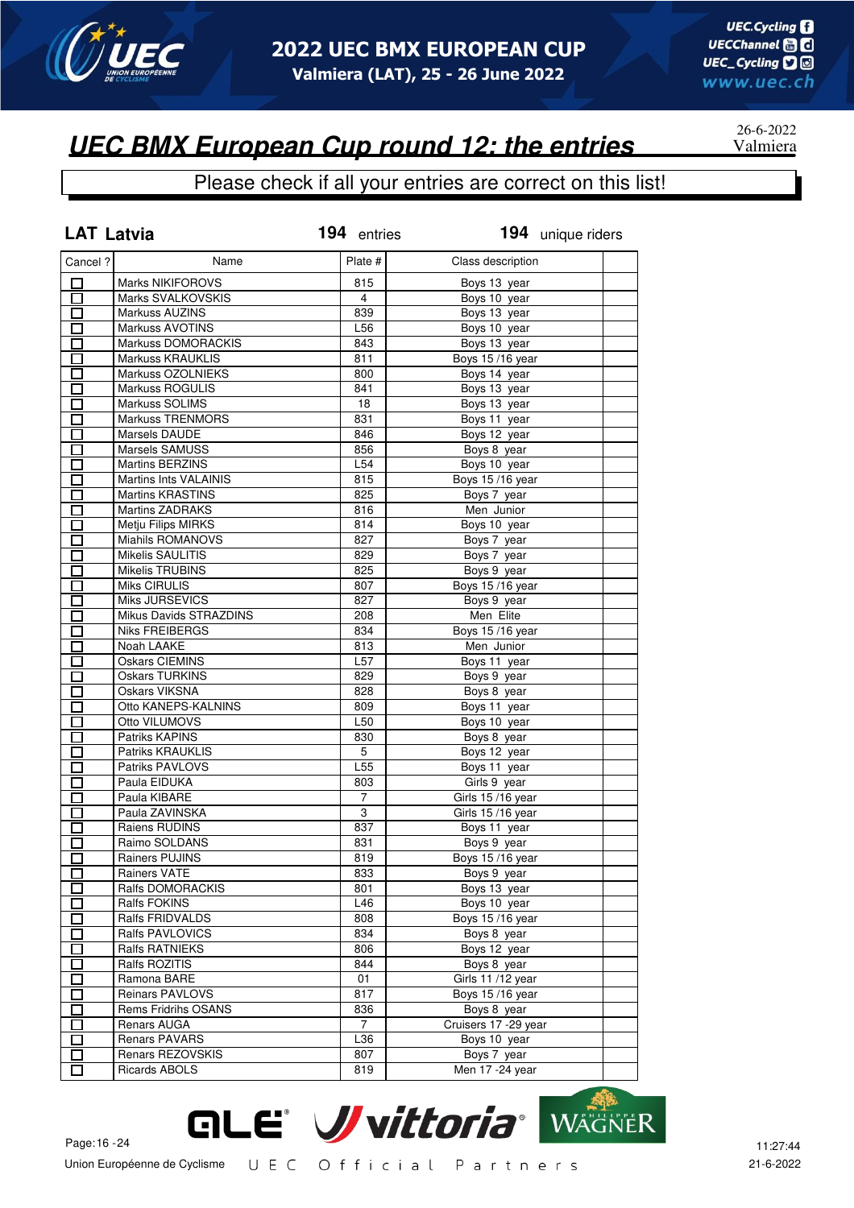# UEC BMX European Cup round 12: the entries

26-6-2022
Valmiera

Please check if all your entries are correct on this list!

**LAT Latvia** **194** entries **194** unique riders

| Cancel ? | Name | Plate # | Class description | |
|---|---|---|---|---|
| ☐ | Marks NIKIFOROVS | 815 | Boys 13 year | |
| ☐ | Marks SVALKOVSKIS | 4 | Boys 10 year | |
| ☐ | Markuss AUZINS | 839 | Boys 13 year | |
| ☐ | Markuss AVOTINS | L56 | Boys 10 year | |
| ☐ | Markuss DOMORACKIS | 843 | Boys 13 year | |
| ☐ | Markuss KRAUKLIS | 811 | Boys 15 /16 year | |
| ☐ | Markuss OZOLNIEKS | 800 | Boys 14 year | |
| ☐ | Markuss ROGULIS | 841 | Boys 13 year | |
| ☐ | Markuss SOLIMS | 18 | Boys 13 year | |
| ☐ | Markuss TRENMORS | 831 | Boys 11 year | |
| ☐ | Marsels DAUDE | 846 | Boys 12 year | |
| ☐ | Marsels SAMUSS | 856 | Boys 8 year | |
| ☐ | Martins BERZINS | L54 | Boys 10 year | |
| ☐ | Martins Ints VALAINIS | 815 | Boys 15 /16 year | |
| ☐ | Martins KRASTINS | 825 | Boys 7 year | |
| ☐ | Martins ZADRAKS | 816 | Men Junior | |
| ☐ | Metju Filips MIRKS | 814 | Boys 10 year | |
| ☐ | Miahils ROMANOVS | 827 | Boys 7 year | |
| ☐ | Mikelis SAULITIS | 829 | Boys 7 year | |
| ☐ | Mikelis TRUBINS | 825 | Boys 9 year | |
| ☐ | Miks CIRULIS | 807 | Boys 15 /16 year | |
| ☐ | Miks JURSEVICS | 827 | Boys 9 year | |
| ☐ | Mikus Davids STRAZDINS | 208 | Men Elite | |
| ☐ | Niks FREIBERGS | 834 | Boys 15 /16 year | |
| ☐ | Noah LAAKE | 813 | Men Junior | |
| ☐ | Oskars CIEMINS | L57 | Boys 11 year | |
| ☐ | Oskars TURKINS | 829 | Boys 9 year | |
| ☐ | Oskars VIKSNA | 828 | Boys 8 year | |
| ☐ | Otto KANEPS-KALNINS | 809 | Boys 11 year | |
| ☐ | Otto VILUMOVS | L50 | Boys 10 year | |
| ☐ | Patriks KAPINS | 830 | Boys 8 year | |
| ☐ | Patriks KRAUKLIS | 5 | Boys 12 year | |
| ☐ | Patriks PAVLOVS | L55 | Boys 11 year | |
| ☐ | Paula EIDUKA | 803 | Girls 9 year | |
| ☐ | Paula KIBARE | 7 | Girls 15 /16 year | |
| ☐ | Paula ZAVINSKA | 3 | Girls 15 /16 year | |
| ☐ | Raiens RUDINS | 837 | Boys 11 year | |
| ☐ | Raimo SOLDANS | 831 | Boys 9 year | |
| ☐ | Rainers PUJINS | 819 | Boys 15 /16 year | |
| ☐ | Rainers VATE | 833 | Boys 9 year | |
| ☐ | Ralfs DOMORACKIS | 801 | Boys 13 year | |
| ☐ | Ralfs FOKINS | L46 | Boys 10 year | |
| ☐ | Ralfs FRIDVALDS | 808 | Boys 15 /16 year | |
| ☐ | Ralfs PAVLOVICS | 834 | Boys 8 year | |
| ☐ | Ralfs RATNIEKS | 806 | Boys 12 year | |
| ☐ | Ralfs ROZITIS | 844 | Boys 8 year | |
| ☐ | Ramona BARE | 01 | Girls 11 /12 year | |
| ☐ | Reinars PAVLOVS | 817 | Boys 15 /16 year | |
| ☐ | Rems Fridrihs OSANS | 836 | Boys 8 year | |
| ☐ | Renars AUGA | 7 | Cruisers 17 -29 year | |
| ☐ | Renars PAVARS | L36 | Boys 10 year | |
| ☐ | Renars REZOVSKIS | 807 | Boys 7 year | |
| ☐ | Ricards ABOLS | 819 | Men 17 -24 year | |

Union Européenne de Cyclisme   U E C Official Partners

11:27:44
21-6-2022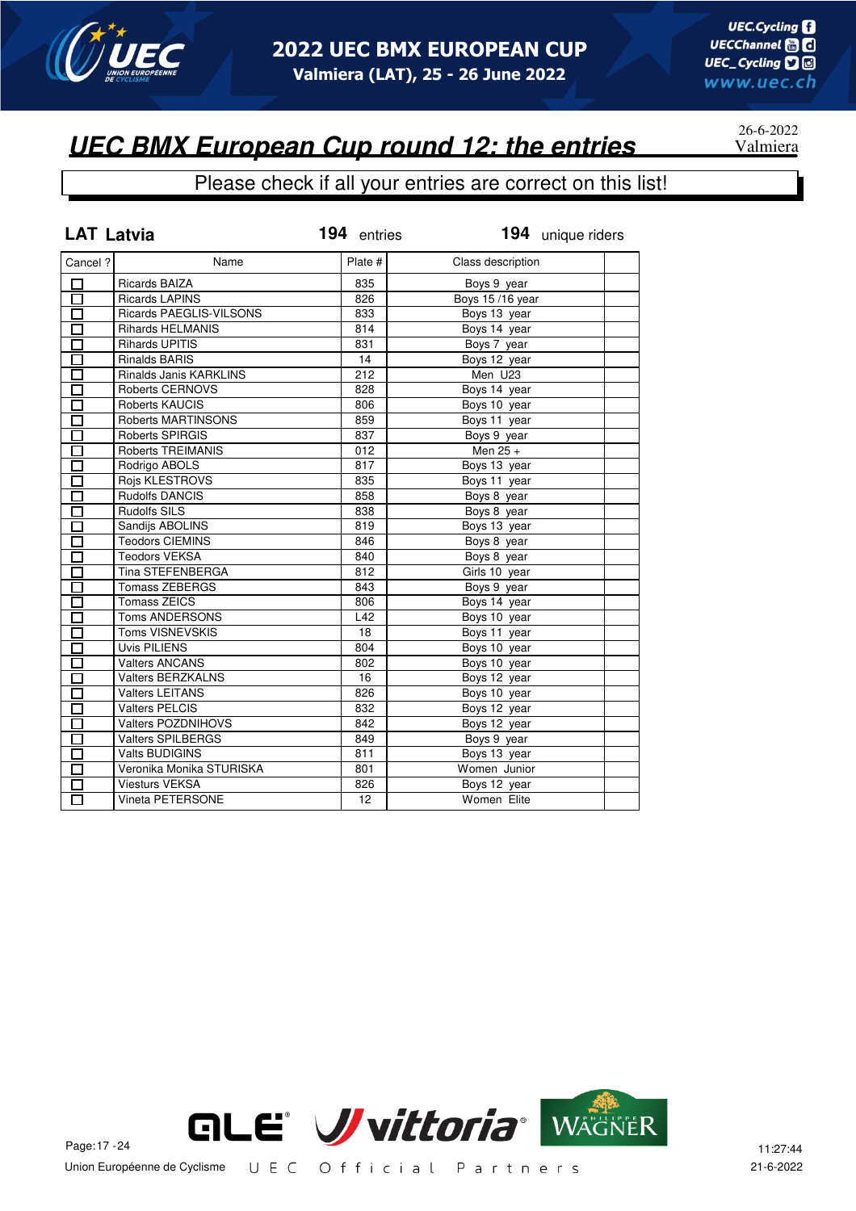# UEC BMX European Cup round 12: the entries

26-6-2022
Valmiera

Please check if all your entries are correct on this list!

**LAT Latvia** **194** entries **194** unique riders

| Cancel ? | Name | Plate # | Class description | |
|---|---|---|---|---|
| ☐ | Ricards BAIZA | 835 | Boys 9 year | |
| ☐ | Ricards LAPINS | 826 | Boys 15 /16 year | |
| ☐ | Ricards PAEGLIS-VILSONS | 833 | Boys 13 year | |
| ☐ | Rihards HELMANIS | 814 | Boys 14 year | |
| ☐ | Rihards UPITIS | 831 | Boys 7 year | |
| ☐ | Rinalds BARIS | 14 | Boys 12 year | |
| ☐ | Rinalds Janis KARKLINS | 212 | Men U23 | |
| ☐ | Roberts CERNOVS | 828 | Boys 14 year | |
| ☐ | Roberts KAUCIS | 806 | Boys 10 year | |
| ☐ | Roberts MARTINSONS | 859 | Boys 11 year | |
| ☐ | Roberts SPIRGIS | 837 | Boys 9 year | |
| ☐ | Roberts TREIMANIS | 012 | Men 25 + | |
| ☐ | Rodrigo ABOLS | 817 | Boys 13 year | |
| ☐ | Rojs KLESTROVS | 835 | Boys 11 year | |
| ☐ | Rudolfs DANCIS | 858 | Boys 8 year | |
| ☐ | Rudolfs SILS | 838 | Boys 8 year | |
| ☐ | Sandijs ABOLINS | 819 | Boys 13 year | |
| ☐ | Teodors CIEMINS | 846 | Boys 8 year | |
| ☐ | Teodors VEKSA | 840 | Boys 8 year | |
| ☐ | Tina STEFENBERGA | 812 | Girls 10 year | |
| ☐ | Tomass ZEBERGS | 843 | Boys 9 year | |
| ☐ | Tomass ZEICS | 806 | Boys 14 year | |
| ☐ | Toms ANDERSONS | L42 | Boys 10 year | |
| ☐ | Toms VISNEVSKIS | 18 | Boys 11 year | |
| ☐ | Uvis PILIENS | 804 | Boys 10 year | |
| ☐ | Valters ANCANS | 802 | Boys 10 year | |
| ☐ | Valters BERZKALNS | 16 | Boys 12 year | |
| ☐ | Valters LEITANS | 826 | Boys 10 year | |
| ☐ | Valters PELCIS | 832 | Boys 12 year | |
| ☐ | Valters POZDNIHOVS | 842 | Boys 12 year | |
| ☐ | Valters SPILBERGS | 849 | Boys 9 year | |
| ☐ | Valts BUDIGINS | 811 | Boys 13 year | |
| ☐ | Veronika Monika STURISKA | 801 | Women Junior | |
| ☐ | Viesturs VEKSA | 826 | Boys 12 year | |
| ☐ | Vineta PETERSONE | 12 | Women Elite | |

Union Européenne de Cyclisme — UEC Official Partners

11:27:44
21-6-2022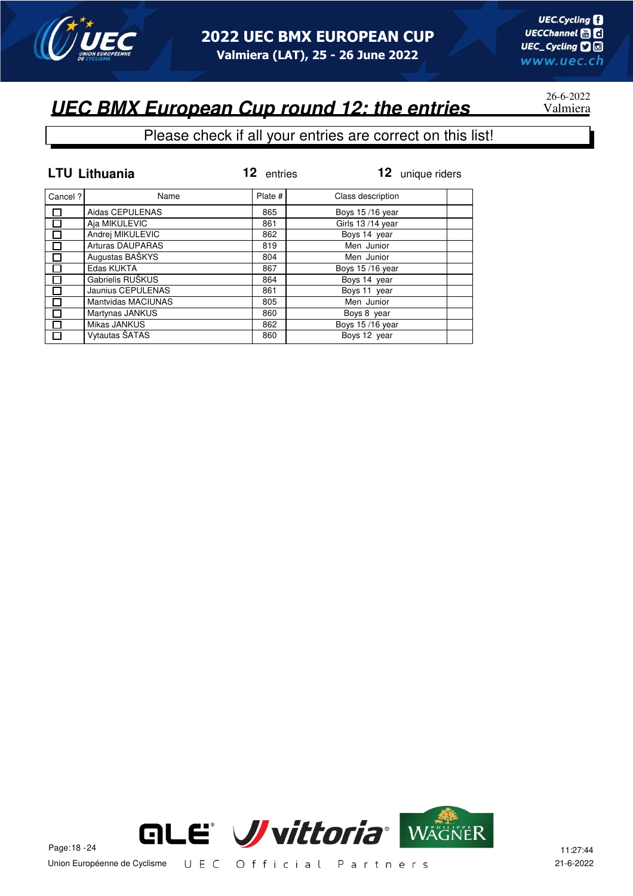# UEC BMX European Cup round 12: the entries

26-6-2022
Valmiera

Please check if all your entries are correct on this list!

**LTU Lithuania** — **12** entries — **12** unique riders

| Cancel ? | Name | Plate # | Class description | |
|---|---|---|---|---|
| ☐ | Aidas CEPULENAS | 865 | Boys 15 /16 year | |
| ☐ | Aja MIKULEVIC | 861 | Girls 13 /14 year | |
| ☐ | Andrej MIKULEVIC | 862 | Boys 14 year | |
| ☐ | Arturas DAUPARAS | 819 | Men Junior | |
| ☐ | Augustas BAŠKYS | 804 | Men Junior | |
| ☐ | Edas KUKTA | 867 | Boys 15 /16 year | |
| ☐ | Gabrielis RUŠKUS | 864 | Boys 14 year | |
| ☐ | Jaunius CEPULENAS | 861 | Boys 11 year | |
| ☐ | Mantvidas MACIUNAS | 805 | Men Junior | |
| ☐ | Martynas JANKUS | 860 | Boys 8 year | |
| ☐ | Mikas JANKUS | 862 | Boys 15 /16 year | |
| ☐ | Vytautas ŠATAS | 860 | Boys 12 year | |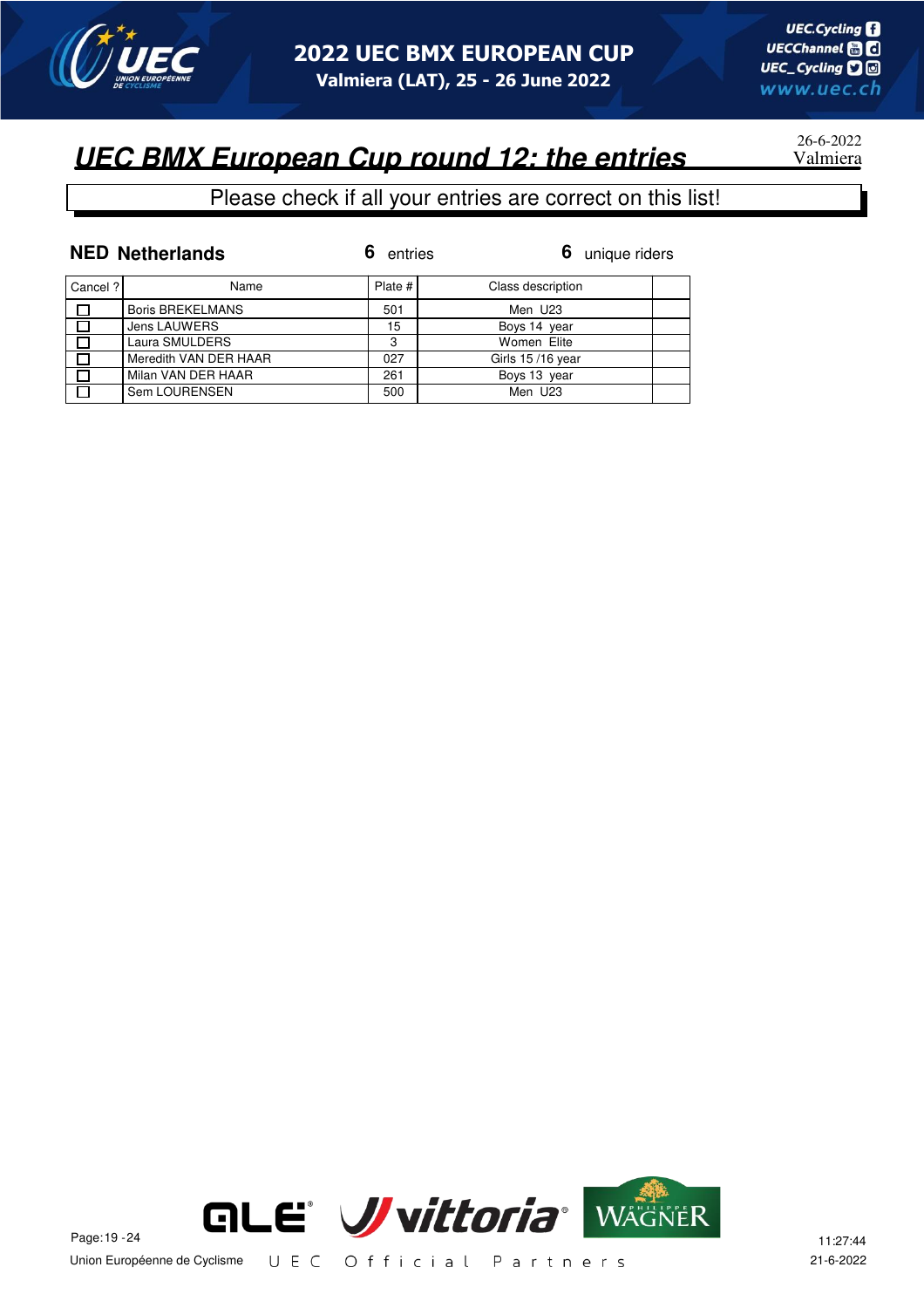# UEC BMX European Cup round 12: the entries

26-6-2022
Valmiera

Please check if all your entries are correct on this list!

**NED Netherlands** **6** entries **6** unique riders

| Cancel ? | Name | Plate # | Class description | |
|---|---|---|---|---|
| ☐ | Boris BREKELMANS | 501 | Men U23 | |
| ☐ | Jens LAUWERS | 15 | Boys 14 year | |
| ☐ | Laura SMULDERS | 3 | Women Elite | |
| ☐ | Meredith VAN DER HAAR | 027 | Girls 15 /16 year | |
| ☐ | Milan VAN DER HAAR | 261 | Boys 13 year | |
| ☐ | Sem LOURENSEN | 500 | Men U23 | |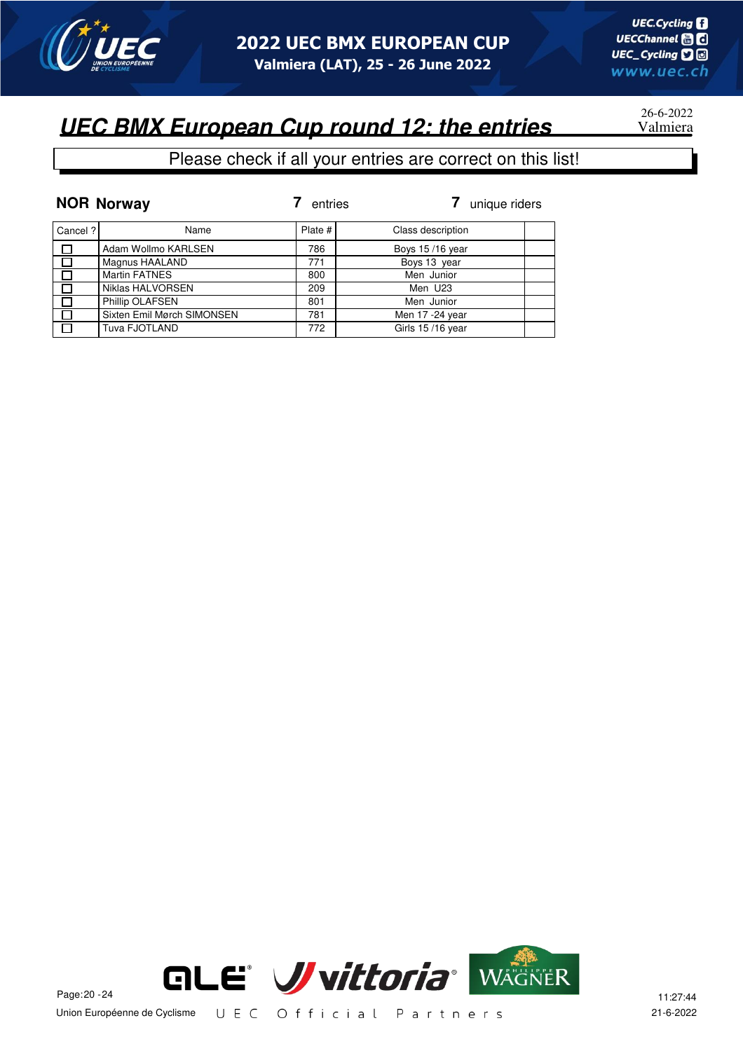# UEC BMX European Cup round 12: the entries

26-6-2022
Valmiera

Please check if all your entries are correct on this list!

**NOR Norway** — **7** entries — **7** unique riders

| Cancel ? | Name | Plate # | Class description | |
|---|---|---|---|---|
| ☐ | Adam Wollmo KARLSEN | 786 | Boys 15 /16 year | |
| ☐ | Magnus HAALAND | 771 | Boys 13 year | |
| ☐ | Martin FATNES | 800 | Men Junior | |
| ☐ | Niklas HALVORSEN | 209 | Men U23 | |
| ☐ | Phillip OLAFSEN | 801 | Men Junior | |
| ☐ | Sixten Emil Mørch SIMONSEN | 781 | Men 17 -24 year | |
| ☐ | Tuva FJOTLAND | 772 | Girls 15 /16 year | |

Union Européenne de Cyclisme — UEC Official Partners

11:27:44
21-6-2022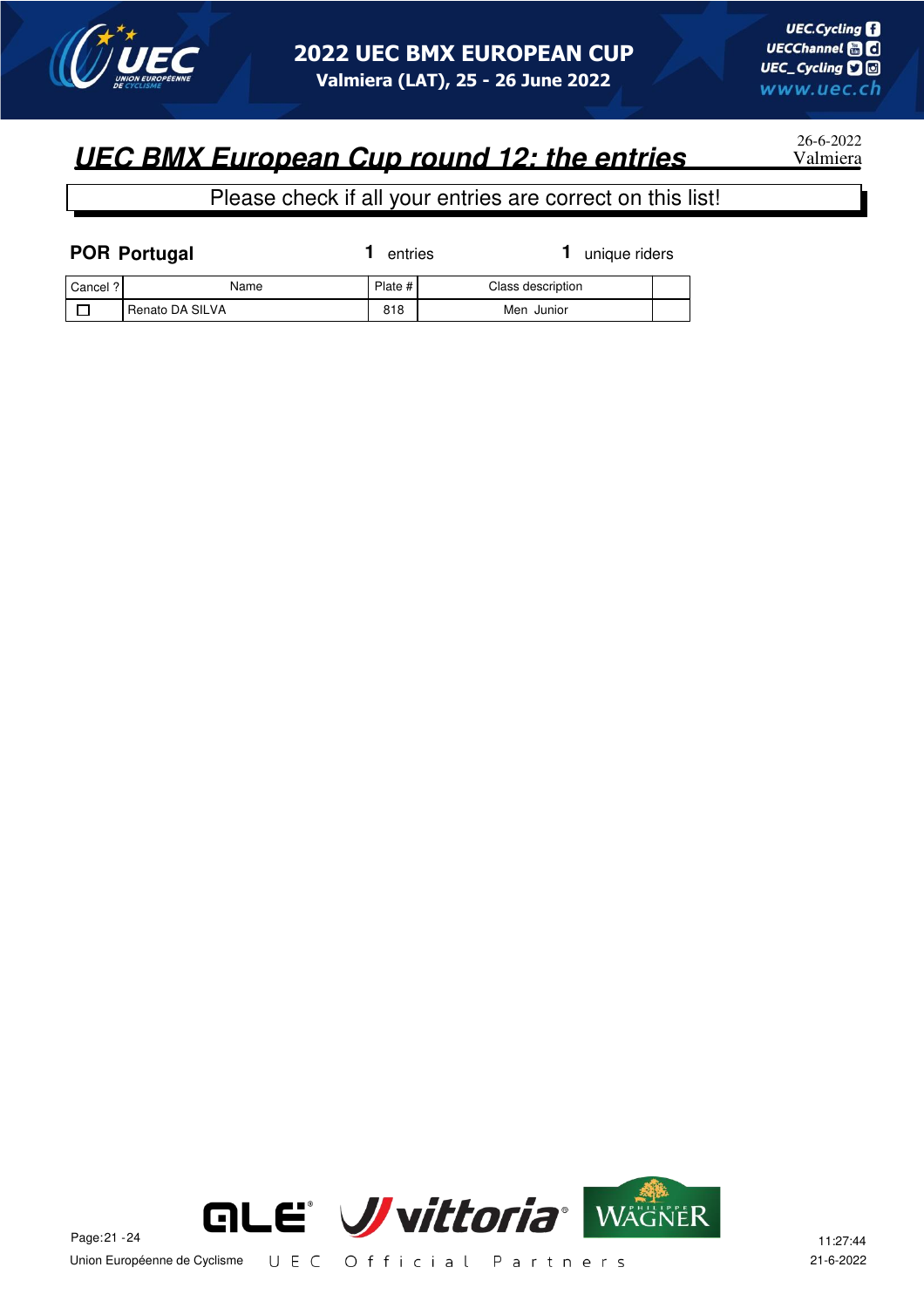# 2022 UEC BMX EUROPEAN CUP

**Valmiera (LAT), 25 - 26 June 2022**

## *UEC BMX European Cup round 12: the entries*

26-6-2022
Valmiera

Please check if all your entries are correct on this list!

**POR Portugal** | **1** entries | **1** unique riders

| Cancel ? | Name | Plate # | Class description | |
|---|---|---|---|---|
| ☐ | Renato DA SILVA | 818 | Men Junior | |

Union Européenne de Cyclisme UEC Official Partners

11:27:44
21-6-2022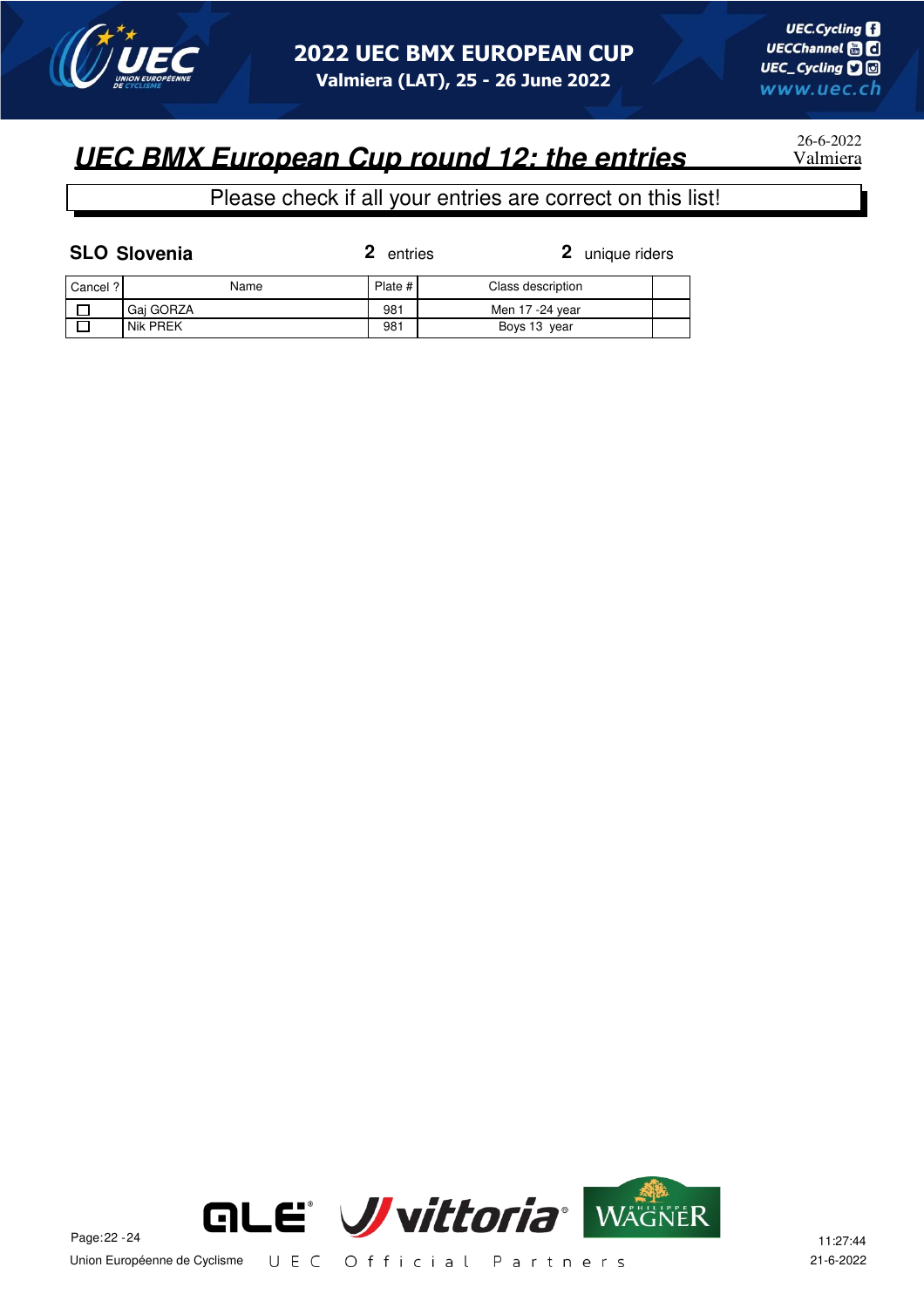# 2022 UEC BMX EUROPEAN CUP

Valmiera (LAT), 25 - 26 June 2022

## UEC BMX European Cup round 12: the entries

26-6-2022
Valmiera

Please check if all your entries are correct on this list!

**SLO Slovenia** **2** entries **2** unique riders

| Cancel ? | Name | Plate # | Class description | |
|---|---|---|---|---|
| ☐ | Gaj GORZA | 981 | Men 17 -24 year | |
| ☐ | Nik PREK | 981 | Boys 13 year | |

Union Européenne de Cyclisme UEC Official Partners

11:27:44
21-6-2022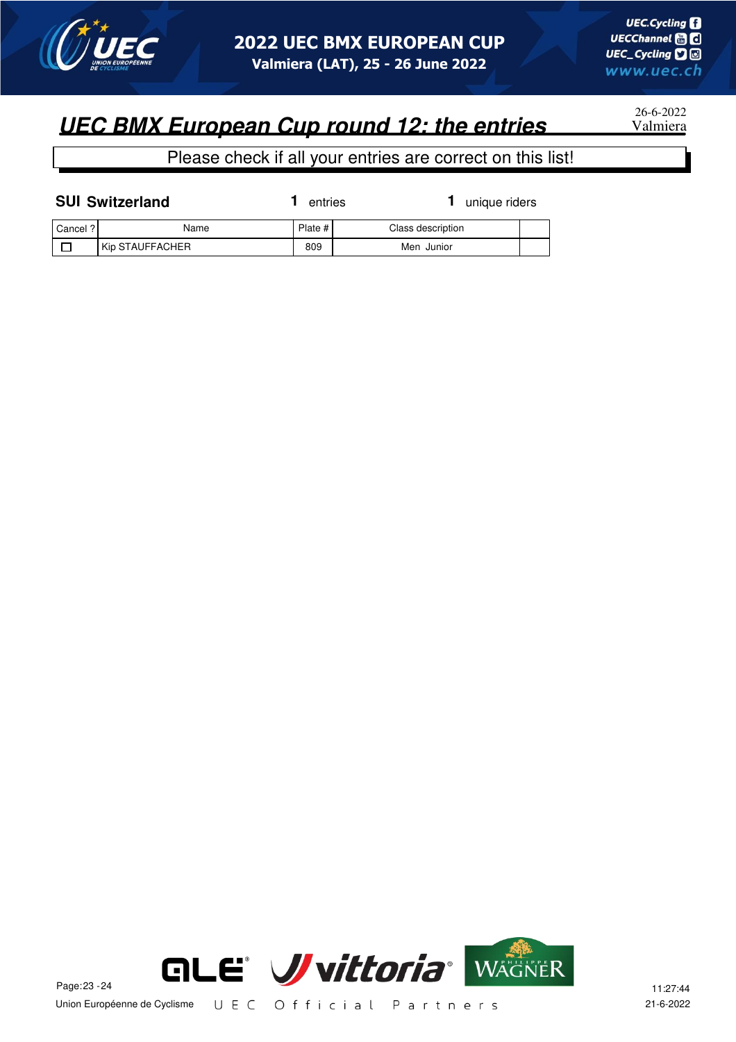# UEC BMX European Cup round 12: the entries

26-6-2022
Valmiera

Please check if all your entries are correct on this list!

**SUI Switzerland** **1** entries **1** unique riders

| Cancel ? | Name | Plate # | Class description | |
|---|---|---|---|---|
| ☐ | Kip STAUFFACHER | 809 | Men Junior | |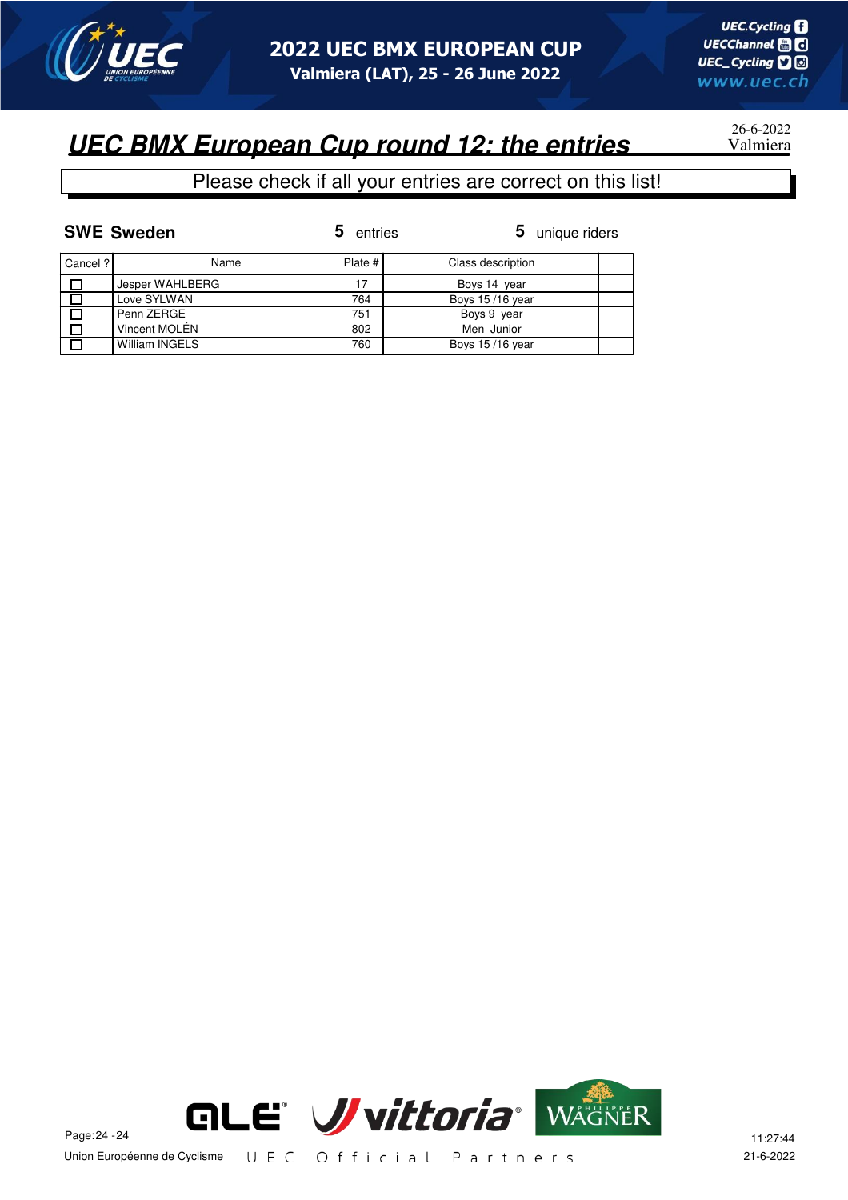# UEC BMX European Cup round 12: the entries

26-6-2022
Valmiera

Please check if all your entries are correct on this list!

**SWE Sweden** **5** entries **5** unique riders

| Cancel ? | Name | Plate # | Class description | |
|---|---|---|---|---|
| ☐ | Jesper WAHLBERG | 17 | Boys 14 year | |
| ☐ | Love SYLWAN | 764 | Boys 15 /16 year | |
| ☐ | Penn ZERGE | 751 | Boys 9 year | |
| ☐ | Vincent MOLÉN | 802 | Men Junior | |
| ☐ | William INGELS | 760 | Boys 15 /16 year | |